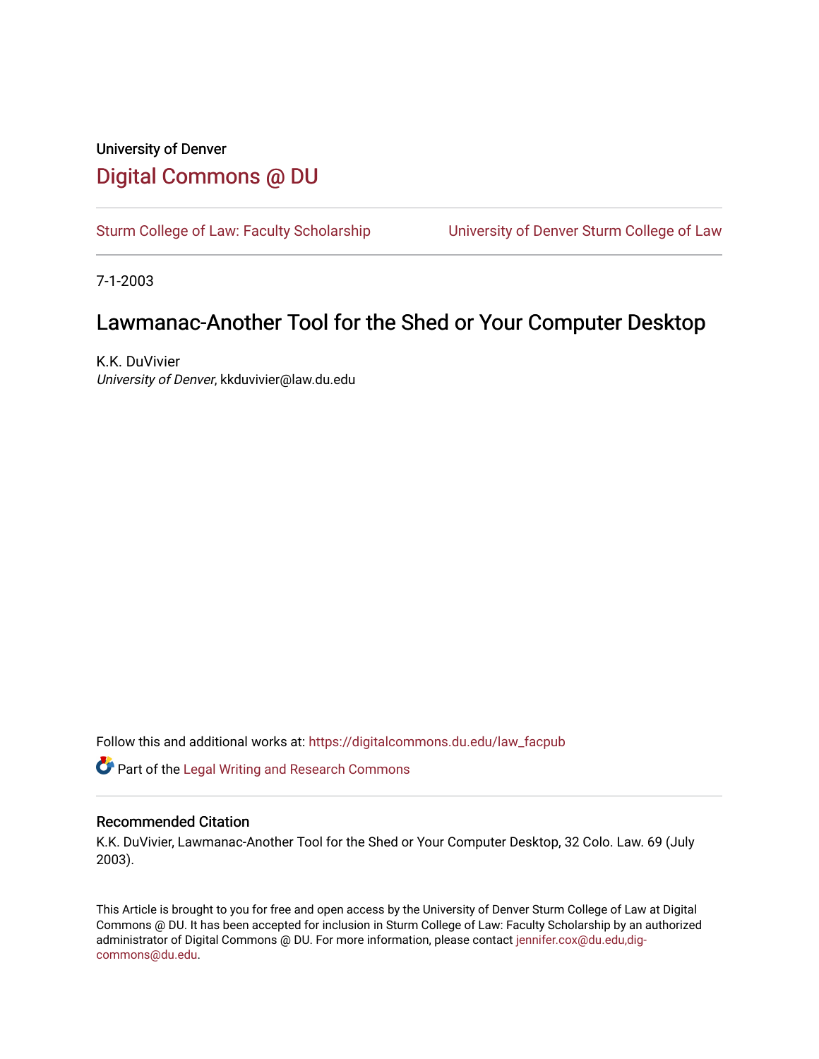University of Denver

# Digital Commons @ DU

Sturm College of Law: Faculty Scholarship | University of Denver Sturm College of Law

7-1-2003

## Lawmanac-Another Tool for the Shed or Your Computer Desktop

K.K. DuVivier
*University of Denver*, kkduvivier@law.du.edu

Follow this and additional works at: https://digitalcommons.du.edu/law_facpub

Part of the Legal Writing and Research Commons

### Recommended Citation

K.K. DuVivier, Lawmanac-Another Tool for the Shed or Your Computer Desktop, 32 Colo. Law. 69 (July 2003).

This Article is brought to you for free and open access by the University of Denver Sturm College of Law at Digital Commons @ DU. It has been accepted for inclusion in Sturm College of Law: Faculty Scholarship by an authorized administrator of Digital Commons @ DU. For more information, please contact jennifer.cox@du.edu,dig-commons@du.edu.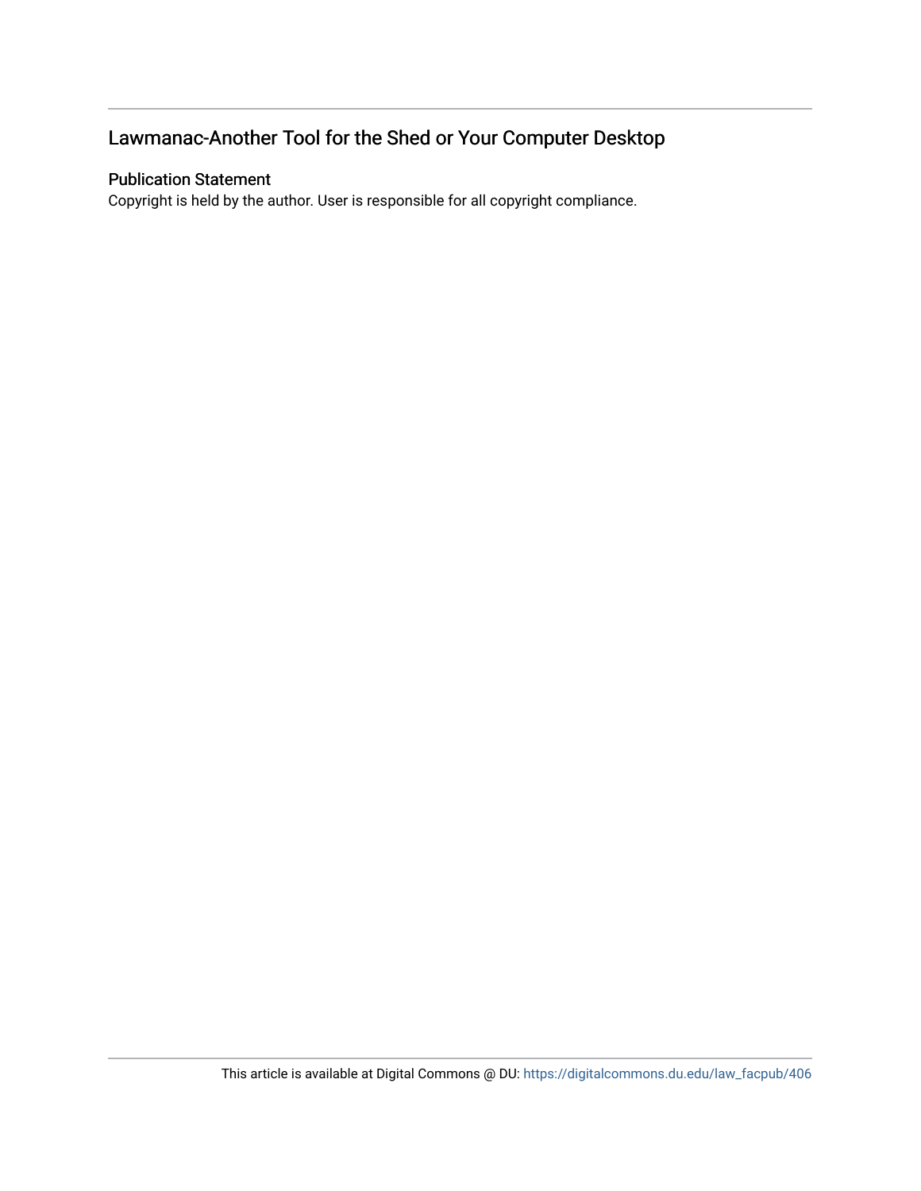## Lawmanac-Another Tool for the Shed or Your Computer Desktop

### Publication Statement

Copyright is held by the author. User is responsible for all copyright compliance.

This article is available at Digital Commons @ DU: https://digitalcommons.du.edu/law_facpub/406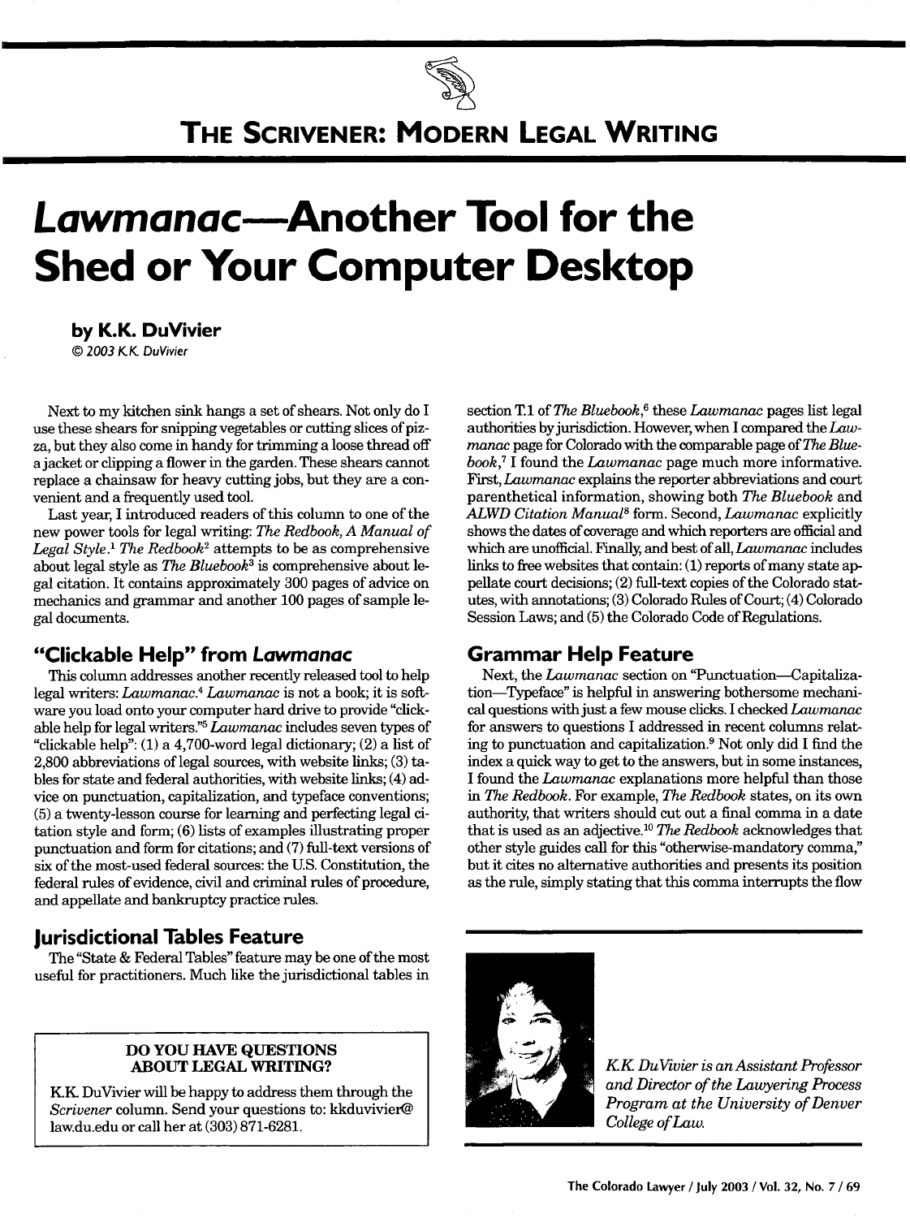# THE SCRIVENER: MODERN LEGAL WRITING

# *Lawmanac*—Another Tool for the Shed or Your Computer Desktop

**by K.K. DuVivier**

*© 2003 K.K. DuVivier*

Next to my kitchen sink hangs a set of shears. Not only do I use these shears for snipping vegetables or cutting slices of pizza, but they also come in handy for trimming a loose thread off a jacket or clipping a flower in the garden. These shears cannot replace a chainsaw for heavy cutting jobs, but they are a convenient and a frequently used tool.

Last year, I introduced readers of this column to one of the new power tools for legal writing: *The Redbook, A Manual of Legal Style*.[1] *The Redbook*[2] attempts to be as comprehensive about legal style as *The Bluebook*[3] is comprehensive about legal citation. It contains approximately 300 pages of advice on mechanics and grammar and another 100 pages of sample legal documents.

## "Clickable Help" from *Lawmanac*

This column addresses another recently released tool to help legal writers: *Lawmanac*.[4] *Lawmanac* is not a book; it is software you load onto your computer hard drive to provide "clickable help for legal writers."[5] *Lawmanac* includes seven types of "clickable help": (1) a 4,700-word legal dictionary; (2) a list of 2,800 abbreviations of legal sources, with website links; (3) tables for state and federal authorities, with website links; (4) advice on punctuation, capitalization, and typeface conventions; (5) a twenty-lesson course for learning and perfecting legal citation style and form; (6) lists of examples illustrating proper punctuation and form for citations; and (7) full-text versions of six of the most-used federal sources: the U.S. Constitution, the federal rules of evidence, civil and criminal rules of procedure, and appellate and bankruptcy practice rules.

## Jurisdictional Tables Feature

The "State & Federal Tables" feature may be one of the most useful for practitioners. Much like the jurisdictional tables in section T.1 of *The Bluebook*,[6] these *Lawmanac* pages list legal authorities by jurisdiction. However, when I compared the *Lawmanac* page for Colorado with the comparable page of *The Bluebook*,[7] I found the *Lawmanac* page much more informative. First, *Lawmanac* explains the reporter abbreviations and court parenthetical information, showing both *The Bluebook* and *ALWD Citation Manual*[8] form. Second, *Lawmanac* explicitly shows the dates of coverage and which reporters are official and which are unofficial. Finally, and best of all, *Lawmanac* includes links to free websites that contain: (1) reports of many state appellate court decisions; (2) full-text copies of the Colorado statutes, with annotations; (3) Colorado Rules of Court; (4) Colorado Session Laws; and (5) the Colorado Code of Regulations.

## Grammar Help Feature

Next, the *Lawmanac* section on "Punctuation—Capitalization—Typeface" is helpful in answering bothersome mechanical questions with just a few mouse clicks. I checked *Lawmanac* for answers to questions I addressed in recent columns relating to punctuation and capitalization.[9] Not only did I find the index a quick way to get to the answers, but in some instances, I found the *Lawmanac* explanations more helpful than those in *The Redbook*. For example, *The Redbook* states, on its own authority, that writers should cut out a final comma in a date that is used as an adjective.[10] *The Redbook* acknowledges that other style guides call for this "otherwise-mandatory comma," but it cites no alternative authorities and presents its position as the rule, simply stating that this comma interrupts the flow

> **DO YOU HAVE QUESTIONS ABOUT LEGAL WRITING?**
>
> K.K. DuVivier will be happy to address them through the *Scrivener* column. Send your questions to: kkduvivier@law.du.edu or call her at (303) 871-6281.

*K.K. DuVivier is an Assistant Professor and Director of the Lawyering Process Program at the University of Denver College of Law.*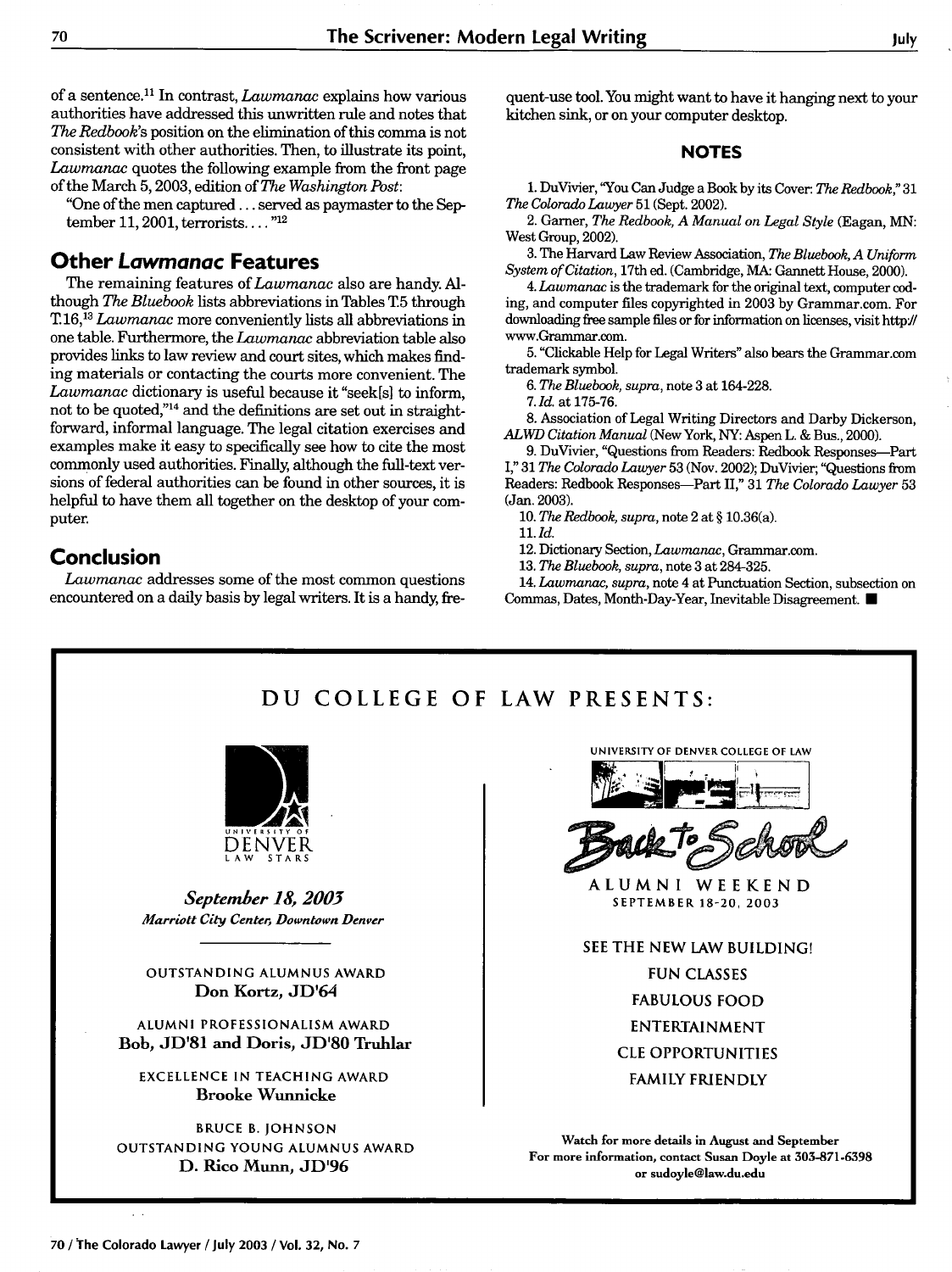of a sentence.[11] In contrast, *Lawmanac* explains how various authorities have addressed this unwritten rule and notes that *The Redbook*'s position on the elimination of this comma is not consistent with other authorities. Then, to illustrate its point, *Lawmanac* quotes the following example from the front page of the March 5, 2003, edition of *The Washington Post*:

"One of the men captured . . . served as paymaster to the September 11, 2001, terrorists. . . . "[12]

## Other *Lawmanac* Features

The remaining features of *Lawmanac* also are handy. Although *The Bluebook* lists abbreviations in Tables T.5 through T.16,[13] *Lawmanac* more conveniently lists all abbreviations in one table. Furthermore, the *Lawmanac* abbreviation table also provides links to law review and court sites, which makes finding materials or contacting the courts more convenient. The *Lawmanac* dictionary is useful because it "seek[s] to inform, not to be quoted,"[14] and the definitions are set out in straightforward, informal language. The legal citation exercises and examples make it easy to specifically see how to cite the most commonly used authorities. Finally, although the full-text versions of federal authorities can be found in other sources, it is helpful to have them all together on the desktop of your computer.

## Conclusion

*Lawmanac* addresses some of the most common questions encountered on a daily basis by legal writers. It is a handy, frequent-use tool. You might want to have it hanging next to your kitchen sink, or on your computer desktop.

### NOTES

1. DuVivier, "You Can Judge a Book by its Cover: *The Redbook*," 31 *The Colorado Lawyer* 51 (Sept. 2002).
2. Garner, *The Redbook, A Manual on Legal Style* (Eagan, MN: West Group, 2002).
3. The Harvard Law Review Association, *The Bluebook, A Uniform System of Citation*, 17th ed. (Cambridge, MA: Gannett House, 2000).
4. *Lawmanac* is the trademark for the original text, computer coding, and computer files copyrighted in 2003 by Grammar.com. For downloading free sample files or for information on licenses, visit http://www.Grammar.com.
5. "Clickable Help for Legal Writers" also bears the Grammar.com trademark symbol.
6. *The Bluebook, supra*, note 3 at 164-228.
7. *Id.* at 175-76.
8. Association of Legal Writing Directors and Darby Dickerson, *ALWD Citation Manual* (New York, NY: Aspen L. & Bus., 2000).
9. DuVivier, "Questions from Readers: Redbook Responses—Part I," 31 *The Colorado Lawyer* 53 (Nov. 2002); DuVivier; "Questions from Readers: Redbook Responses—Part II," 31 *The Colorado Lawyer* 53 (Jan. 2003).
10. *The Redbook, supra*, note 2 at § 10.36(a).
11. *Id.*
12. Dictionary Section, *Lawmanac*, Grammar.com.
13. *The Bluebook, supra*, note 3 at 284-325.
14. *Lawmanac, supra*, note 4 at Punctuation Section, subsection on Commas, Dates, Month-Day-Year, Inevitable Disagreement. ■

## DU COLLEGE OF LAW PRESENTS:

UNIVERSITY OF DENVER LAW STARS

***September 18, 2003***
***Marriott City Center, Downtown Denver***

OUTSTANDING ALUMNUS AWARD
**Don Kortz, JD'64**

ALUMNI PROFESSIONALISM AWARD
**Bob, JD'81 and Doris, JD'80 Truhlar**

EXCELLENCE IN TEACHING AWARD
**Brooke Wunnicke**

BRUCE B. JOHNSON OUTSTANDING YOUNG ALUMNUS AWARD
**D. Rico Munn, JD'96**

UNIVERSITY OF DENVER COLLEGE OF LAW

Back To School

ALUMNI WEEKEND
SEPTEMBER 18-20, 2003

SEE THE NEW LAW BUILDING!
FUN CLASSES
FABULOUS FOOD
ENTERTAINMENT
CLE OPPORTUNITIES
FAMILY FRIENDLY

**Watch for more details in August and September**
**For more information, contact Susan Doyle at 303-871-6398 or sudoyle@law.du.edu**